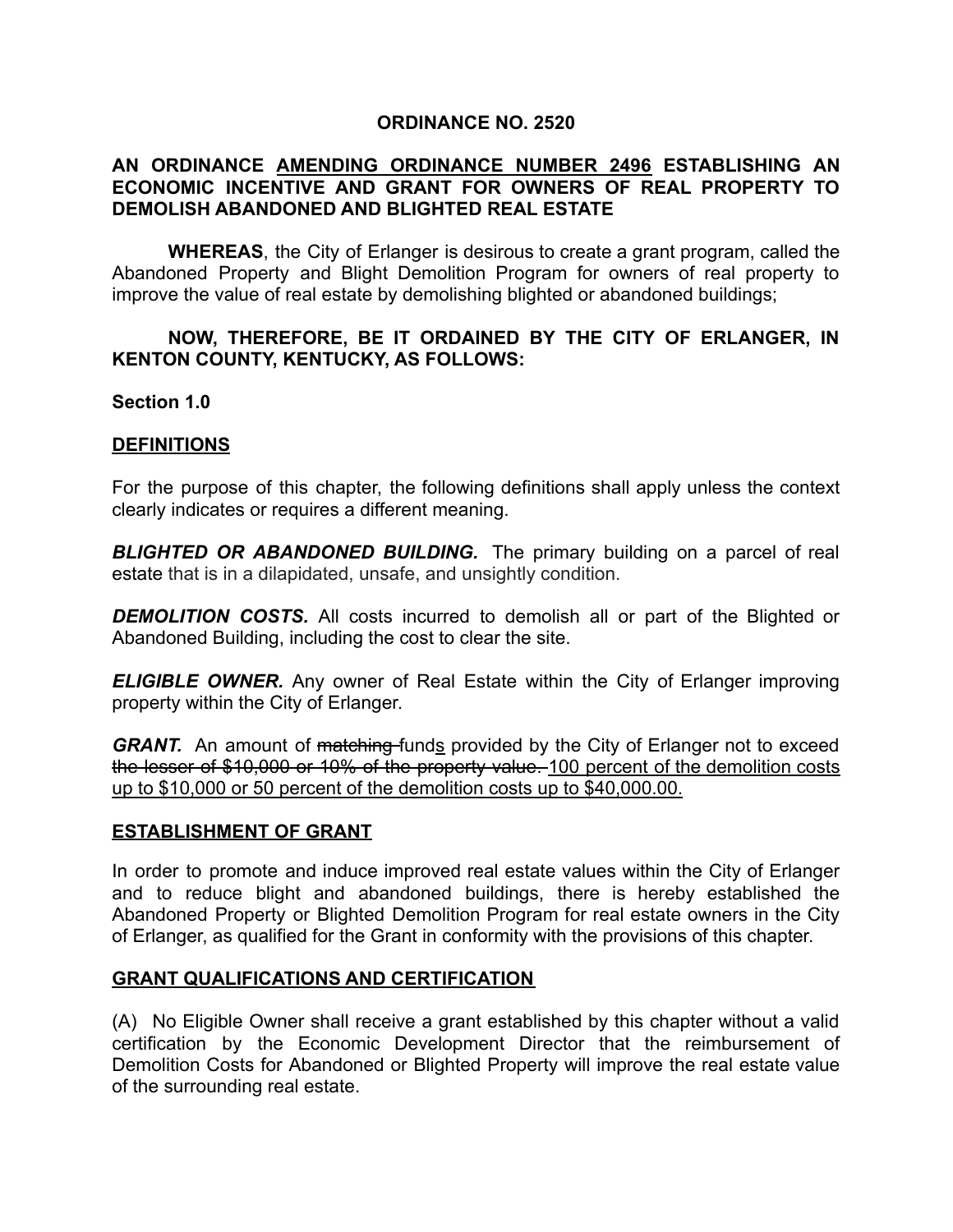**ORDINANCE NO. 2520**

**AN ORDINANCE <u>AMENDING ORDINANCE NUMBER 2496</u> ESTABLISHING AN ECONOMIC INCENTIVE AND GRANT FOR OWNERS OF REAL PROPERTY TO DEMOLISH ABANDONED AND BLIGHTED REAL ESTATE**

**WHEREAS**, the City of Erlanger is desirous to create a grant program, called the Abandoned Property and Blight Demolition Program for owners of real property to improve the value of real estate by demolishing blighted or abandoned buildings;

**NOW, THEREFORE, BE IT ORDAINED BY THE CITY OF ERLANGER, IN KENTON COUNTY, KENTUCKY, AS FOLLOWS:**

**Section 1.0**

**<u>DEFINITIONS</u>**

For the purpose of this chapter, the following definitions shall apply unless the context clearly indicates or requires a different meaning.

***BLIGHTED OR ABANDONED BUILDING.*** The primary building on a parcel of real estate that is in a dilapidated, unsafe, and unsightly condition.

***DEMOLITION COSTS.*** All costs incurred to demolish all or part of the Blighted or Abandoned Building, including the cost to clear the site.

***ELIGIBLE OWNER.*** Any owner of Real Estate within the City of Erlanger improving property within the City of Erlanger.

***GRANT.*** An amount of ~~matching~~ fund<u>s</u> provided by the City of Erlanger not to exceed ~~the lesser of $10,000 or 10% of the property value.~~ <u>100 percent of the demolition costs up to $10,000 or 50 percent of the demolition costs up to $40,000.00.</u>

**<u>ESTABLISHMENT OF GRANT</u>**

In order to promote and induce improved real estate values within the City of Erlanger and to reduce blight and abandoned buildings, there is hereby established the Abandoned Property or Blighted Demolition Program for real estate owners in the City of Erlanger, as qualified for the Grant in conformity with the provisions of this chapter.

**<u>GRANT QUALIFICATIONS AND CERTIFICATION</u>**

(A) No Eligible Owner shall receive a grant established by this chapter without a valid certification by the Economic Development Director that the reimbursement of Demolition Costs for Abandoned or Blighted Property will improve the real estate value of the surrounding real estate.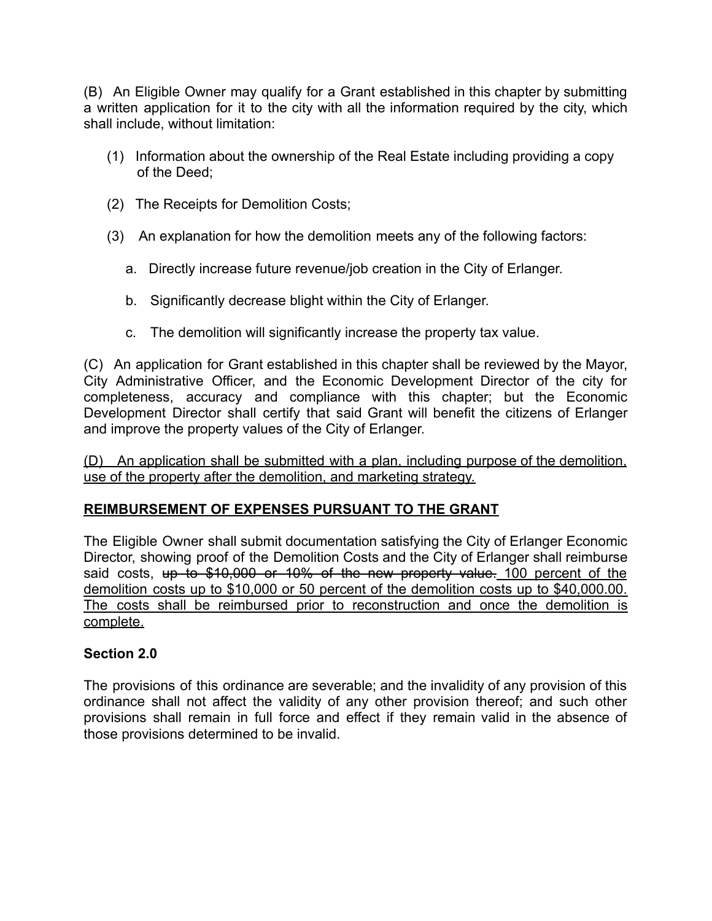(B) An Eligible Owner may qualify for a Grant established in this chapter by submitting a written application for it to the city with all the information required by the city, which shall include, without limitation:

(1) Information about the ownership of the Real Estate including providing a copy of the Deed;

(2) The Receipts for Demolition Costs;

(3) An explanation for how the demolition meets any of the following factors:

a. Directly increase future revenue/job creation in the City of Erlanger.

b. Significantly decrease blight within the City of Erlanger.

c. The demolition will significantly increase the property tax value.

(C) An application for Grant established in this chapter shall be reviewed by the Mayor, City Administrative Officer, and the Economic Development Director of the city for completeness, accuracy and compliance with this chapter; but the Economic Development Director shall certify that said Grant will benefit the citizens of Erlanger and improve the property values of the City of Erlanger.

<u>(D) An application shall be submitted with a plan, including purpose of the demolition, use of the property after the demolition, and marketing strategy.</u>

**<u>REIMBURSEMENT OF EXPENSES PURSUANT TO THE GRANT</u>**

The Eligible Owner shall submit documentation satisfying the City of Erlanger Economic Director, showing proof of the Demolition Costs and the City of Erlanger shall reimburse said costs, ~~up to $10,000 or 10% of the new property value.~~ <u>100 percent of the demolition costs up to $10,000 or 50 percent of the demolition costs up to $40,000.00. The costs shall be reimbursed prior to reconstruction and once the demolition is complete.</u>

**Section 2.0**

The provisions of this ordinance are severable; and the invalidity of any provision of this ordinance shall not affect the validity of any other provision thereof; and such other provisions shall remain in full force and effect if they remain valid in the absence of those provisions determined to be invalid.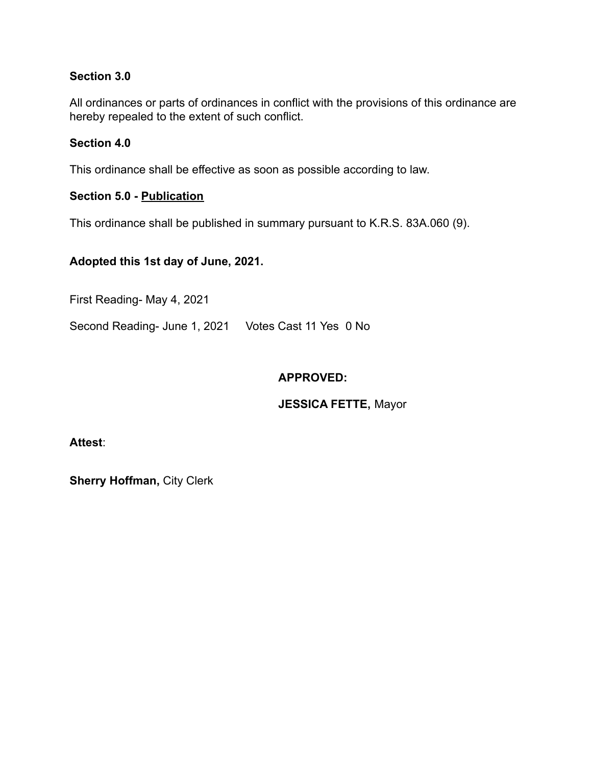**Section 3.0**

All ordinances or parts of ordinances in conflict with the provisions of this ordinance are hereby repealed to the extent of such conflict.

**Section 4.0**

This ordinance shall be effective as soon as possible according to law.

**Section 5.0 - Publication**

This ordinance shall be published in summary pursuant to K.R.S. 83A.060 (9).

**Adopted this 1st day of June, 2021.**

First Reading- May 4, 2021

Second Reading- June 1, 2021 Votes Cast 11 Yes 0 No

**APPROVED:**

**JESSICA FETTE,** Mayor

**Attest**:

**Sherry Hoffman,** City Clerk